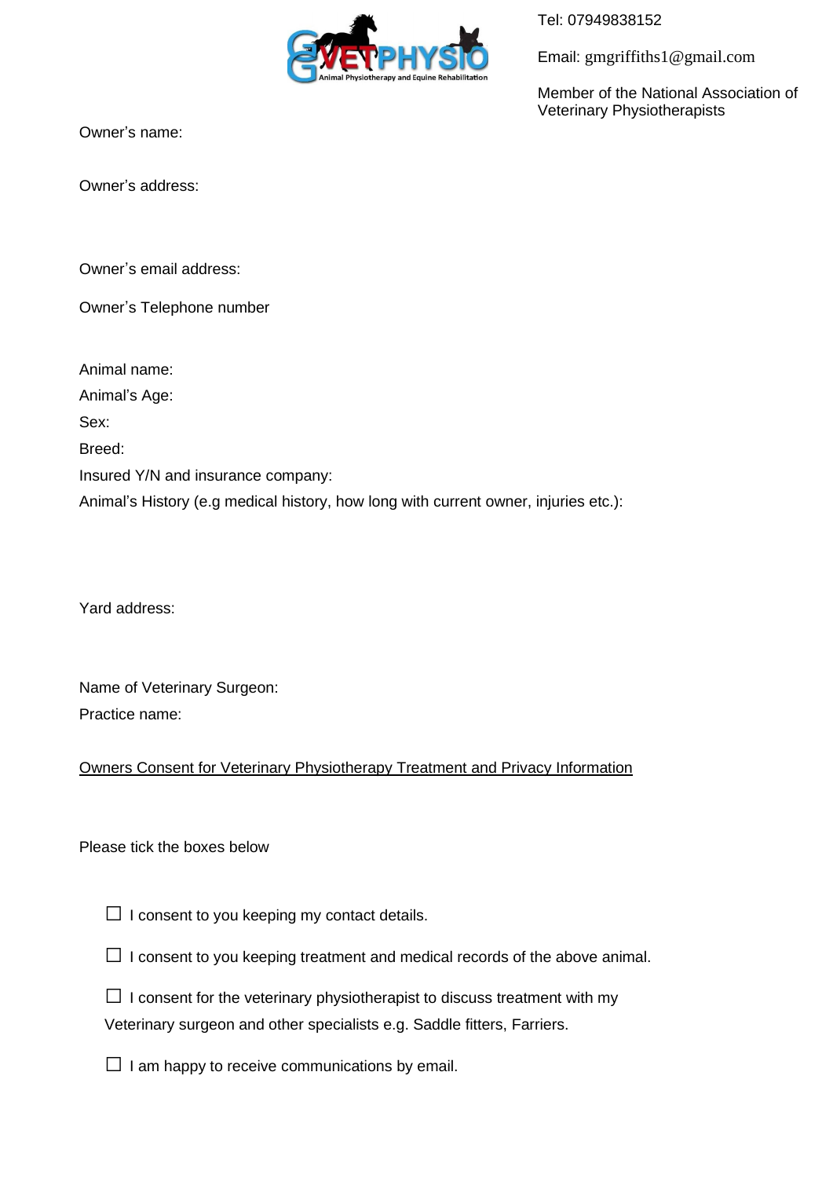Tel: 07949838152

Email: gmgriffiths1@gmail.com

Member of the National Association of Veterinary Physiotherapists

Owner's name:

Owner's address:

Owner's email address:

Owner's Telephone number

Animal name:

Animal's Age:

Sex:

Breed:

Insured Y/N and insurance company:

Animal's History (e.g medical history, how long with current owner, injuries etc.):

Yard address:

Name of Veterinary Surgeon:

Practice name:

<u>Owners Consent for Veterinary Physiotherapy Treatment and Privacy Information</u>

Please tick the boxes below

☐ I consent to you keeping my contact details.

☐ I consent to you keeping treatment and medical records of the above animal.

☐ I consent for the veterinary physiotherapist to discuss treatment with my Veterinary surgeon and other specialists e.g. Saddle fitters, Farriers.

☐ I am happy to receive communications by email.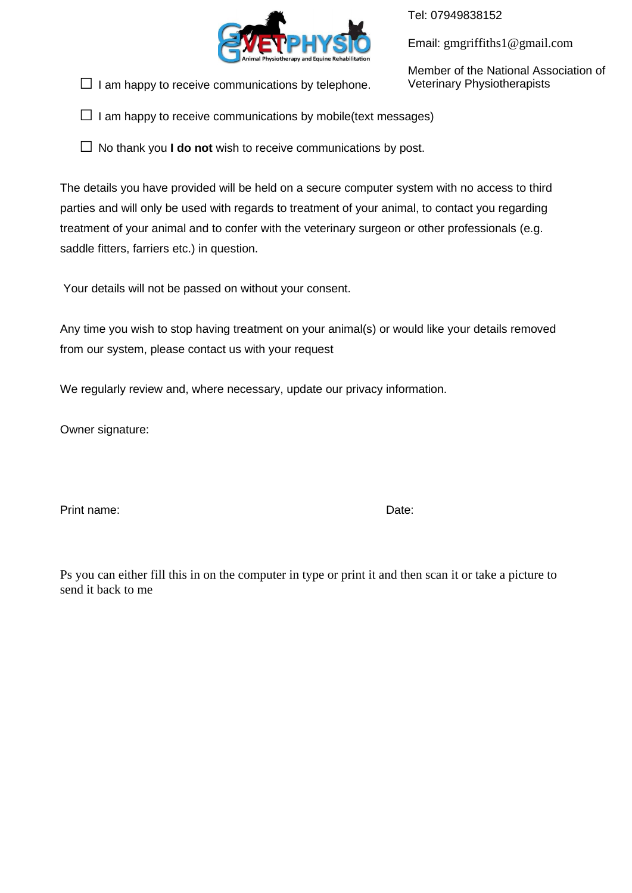Tel: 07949838152

Email: gmgriffiths1@gmail.com

Member of the National Association of Veterinary Physiotherapists

☐ I am happy to receive communications by telephone.

☐ I am happy to receive communications by mobile(text messages)

☐ No thank you **I do not** wish to receive communications by post.

The details you have provided will be held on a secure computer system with no access to third parties and will only be used with regards to treatment of your animal, to contact you regarding treatment of your animal and to confer with the veterinary surgeon or other professionals (e.g. saddle fitters, farriers etc.) in question.

Your details will not be passed on without your consent.

Any time you wish to stop having treatment on your animal(s) or would like your details removed from our system, please contact us with your request

We regularly review and, where necessary, update our privacy information.

Owner signature:

Print name: Date:

Ps you can either fill this in on the computer in type or print it and then scan it or take a picture to send it back to me